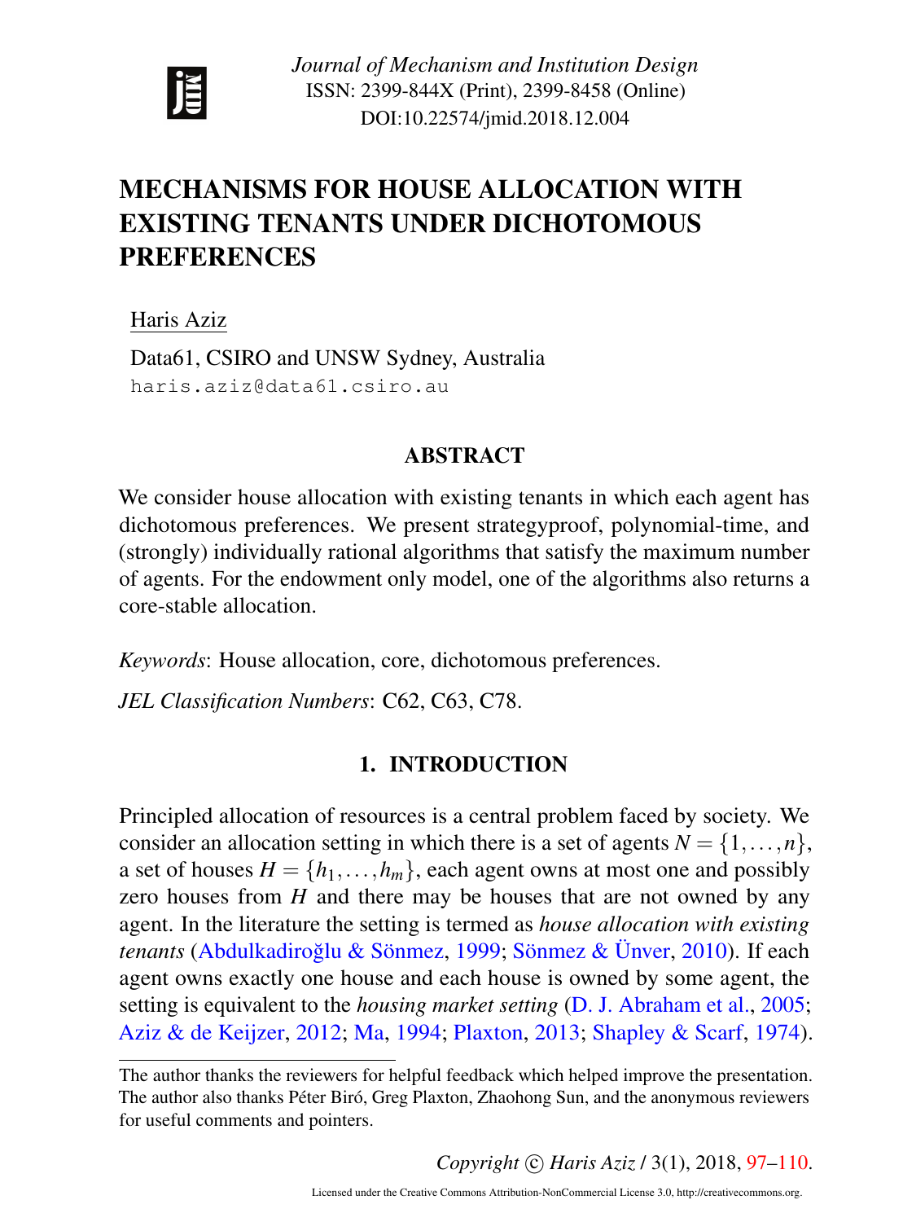*Journal of Mechanism and Institution Design*
ISSN: 2399-844X (Print), 2399-8458 (Online)
DOI:10.22574/jmid.2018.12.004

# MECHANISMS FOR HOUSE ALLOCATION WITH EXISTING TENANTS UNDER DICHOTOMOUS PREFERENCES

Haris Aziz

Data61, CSIRO and UNSW Sydney, Australia
haris.aziz@data61.csiro.au

## ABSTRACT

We consider house allocation with existing tenants in which each agent has dichotomous preferences. We present strategyproof, polynomial-time, and (strongly) individually rational algorithms that satisfy the maximum number of agents. For the endowment only model, one of the algorithms also returns a core-stable allocation.

*Keywords*: House allocation, core, dichotomous preferences.

*JEL Classification Numbers*: C62, C63, C78.

## 1. INTRODUCTION

Principled allocation of resources is a central problem faced by society. We consider an allocation setting in which there is a set of agents $N = \{1,\dots,n\}$, a set of houses $H = \{h_1,\dots,h_m\}$, each agent owns at most one and possibly zero houses from $H$ and there may be houses that are not owned by any agent. In the literature the setting is termed as *house allocation with existing tenants* (Abdulkadiroğlu & Sönmez, 1999; Sönmez & Ünver, 2010). If each agent owns exactly one house and each house is owned by some agent, the setting is equivalent to the *housing market setting* (D. J. Abraham et al., 2005; Aziz & de Keijzer, 2012; Ma, 1994; Plaxton, 2013; Shapley & Scarf, 1974).

The author thanks the reviewers for helpful feedback which helped improve the presentation. The author also thanks Péter Biró, Greg Plaxton, Zhaohong Sun, and the anonymous reviewers for useful comments and pointers.

Copyright © Haris Aziz / 3(1), 2018, 97–110.

Licensed under the Creative Commons Attribution-NonCommercial License 3.0, http://creativecommons.org.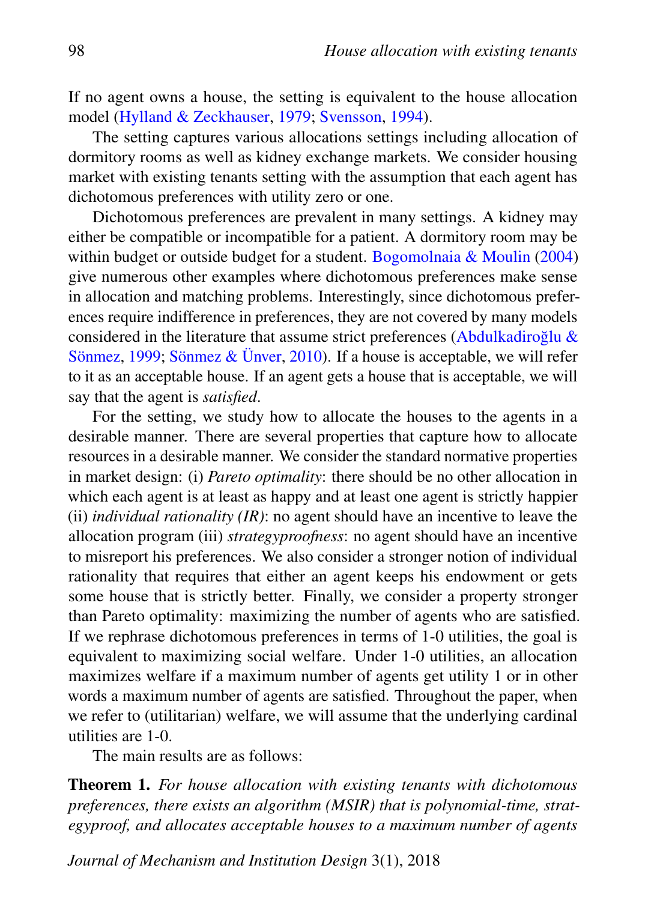If no agent owns a house, the setting is equivalent to the house allocation model (Hylland & Zeckhauser, 1979; Svensson, 1994).

The setting captures various allocations settings including allocation of dormitory rooms as well as kidney exchange markets. We consider housing market with existing tenants setting with the assumption that each agent has dichotomous preferences with utility zero or one.

Dichotomous preferences are prevalent in many settings. A kidney may either be compatible or incompatible for a patient. A dormitory room may be within budget or outside budget for a student. Bogomolnaia & Moulin (2004) give numerous other examples where dichotomous preferences make sense in allocation and matching problems. Interestingly, since dichotomous preferences require indifference in preferences, they are not covered by many models considered in the literature that assume strict preferences (Abdulkadiroğlu & Sönmez, 1999; Sönmez & Ünver, 2010). If a house is acceptable, we will refer to it as an acceptable house. If an agent gets a house that is acceptable, we will say that the agent is *satisfied*.

For the setting, we study how to allocate the houses to the agents in a desirable manner. There are several properties that capture how to allocate resources in a desirable manner. We consider the standard normative properties in market design: (i) *Pareto optimality*: there should be no other allocation in which each agent is at least as happy and at least one agent is strictly happier (ii) *individual rationality (IR)*: no agent should have an incentive to leave the allocation program (iii) *strategyproofness*: no agent should have an incentive to misreport his preferences. We also consider a stronger notion of individual rationality that requires that either an agent keeps his endowment or gets some house that is strictly better. Finally, we consider a property stronger than Pareto optimality: maximizing the number of agents who are satisfied. If we rephrase dichotomous preferences in terms of 1-0 utilities, the goal is equivalent to maximizing social welfare. Under 1-0 utilities, an allocation maximizes welfare if a maximum number of agents get utility 1 or in other words a maximum number of agents are satisfied. Throughout the paper, when we refer to (utilitarian) welfare, we will assume that the underlying cardinal utilities are 1-0.

The main results are as follows:

**Theorem 1.** *For house allocation with existing tenants with dichotomous preferences, there exists an algorithm (MSIR) that is polynomial-time, strategyproof, and allocates acceptable houses to a maximum number of agents*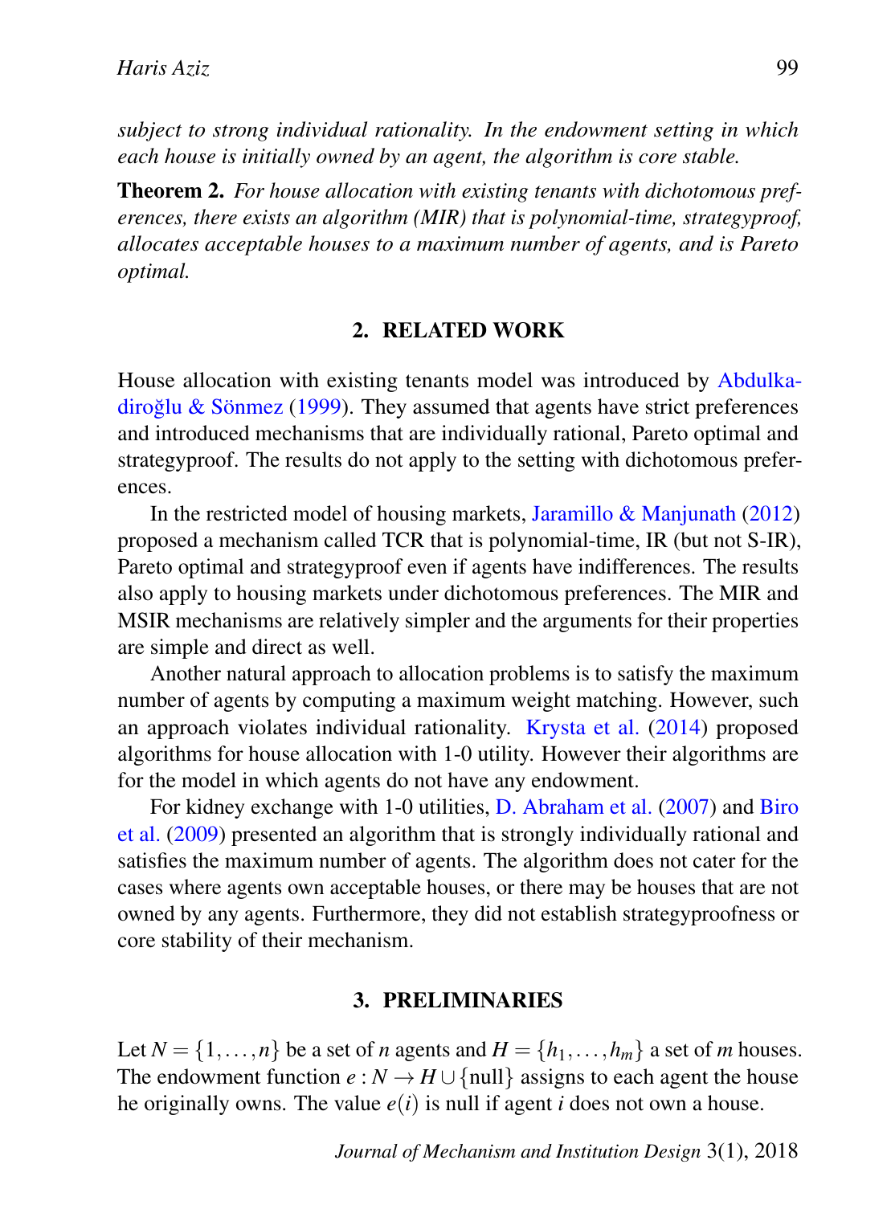*subject to strong individual rationality. In the endowment setting in which each house is initially owned by an agent, the algorithm is core stable.*

**Theorem 2.** *For house allocation with existing tenants with dichotomous preferences, there exists an algorithm (MIR) that is polynomial-time, strategyproof, allocates acceptable houses to a maximum number of agents, and is Pareto optimal.*

## 2. RELATED WORK

House allocation with existing tenants model was introduced by Abdulkadiroğlu & Sönmez (1999). They assumed that agents have strict preferences and introduced mechanisms that are individually rational, Pareto optimal and strategyproof. The results do not apply to the setting with dichotomous preferences.

In the restricted model of housing markets, Jaramillo & Manjunath (2012) proposed a mechanism called TCR that is polynomial-time, IR (but not S-IR), Pareto optimal and strategyproof even if agents have indifferences. The results also apply to housing markets under dichotomous preferences. The MIR and MSIR mechanisms are relatively simpler and the arguments for their properties are simple and direct as well.

Another natural approach to allocation problems is to satisfy the maximum number of agents by computing a maximum weight matching. However, such an approach violates individual rationality. Krysta et al. (2014) proposed algorithms for house allocation with 1-0 utility. However their algorithms are for the model in which agents do not have any endowment.

For kidney exchange with 1-0 utilities, D. Abraham et al. (2007) and Biro et al. (2009) presented an algorithm that is strongly individually rational and satisfies the maximum number of agents. The algorithm does not cater for the cases where agents own acceptable houses, or there may be houses that are not owned by any agents. Furthermore, they did not establish strategyproofness or core stability of their mechanism.

## 3. PRELIMINARIES

Let $N = \{1, \ldots, n\}$ be a set of $n$ agents and $H = \{h_1, \ldots, h_m\}$ a set of $m$ houses. The endowment function $e : N \to H \cup \{\text{null}\}$ assigns to each agent the house he originally owns. The value $e(i)$ is null if agent $i$ does not own a house.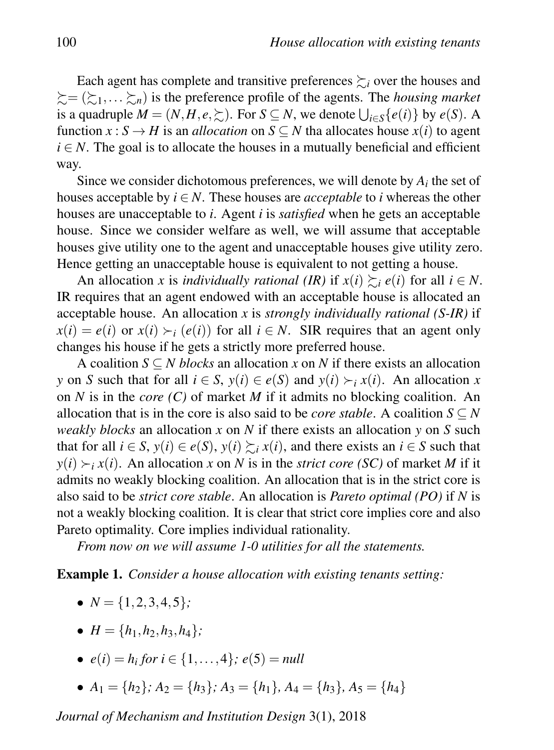Each agent has complete and transitive preferences $\succsim_i$ over the houses and $\succsim = (\succsim_1, \ldots \succsim_n)$ is the preference profile of the agents. The *housing market* is a quadruple $M = (N, H, e, \succsim)$. For $S \subseteq N$, we denote $\bigcup_{i \in S}\{e(i)\}$ by $e(S)$. A function $x : S \to H$ is an *allocation* on $S \subseteq N$ tha allocates house $x(i)$ to agent $i \in N$. The goal is to allocate the houses in a mutually beneficial and efficient way.

Since we consider dichotomous preferences, we will denote by $A_i$ the set of houses acceptable by $i \in N$. These houses are *acceptable* to $i$ whereas the other houses are unacceptable to $i$. Agent $i$ is *satisfied* when he gets an acceptable house. Since we consider welfare as well, we will assume that acceptable houses give utility one to the agent and unacceptable houses give utility zero. Hence getting an unacceptable house is equivalent to not getting a house.

An allocation $x$ is *individually rational (IR)* if $x(i) \succsim_i e(i)$ for all $i \in N$. IR requires that an agent endowed with an acceptable house is allocated an acceptable house. An allocation $x$ is *strongly individually rational (S-IR)* if $x(i) = e(i)$ or $x(i) \succ_i (e(i))$ for all $i \in N$. SIR requires that an agent only changes his house if he gets a strictly more preferred house.

A coalition $S \subseteq N$ *blocks* an allocation $x$ on $N$ if there exists an allocation $y$ on $S$ such that for all $i \in S$, $y(i) \in e(S)$ and $y(i) \succ_i x(i)$. An allocation $x$ on $N$ is in the *core (C)* of market $M$ if it admits no blocking coalition. An allocation that is in the core is also said to be *core stable*. A coalition $S \subseteq N$ *weakly blocks* an allocation $x$ on $N$ if there exists an allocation $y$ on $S$ such that for all $i \in S$, $y(i) \in e(S)$, $y(i) \succsim_i x(i)$, and there exists an $i \in S$ such that $y(i) \succ_i x(i)$. An allocation $x$ on $N$ is in the *strict core (SC)* of market $M$ if it admits no weakly blocking coalition. An allocation that is in the strict core is also said to be *strict core stable*. An allocation is *Pareto optimal (PO)* if $N$ is not a weakly blocking coalition. It is clear that strict core implies core and also Pareto optimality. Core implies individual rationality.

*From now on we will assume 1-0 utilities for all the statements.*

**Example 1.** *Consider a house allocation with existing tenants setting:*

- $N = \{1, 2, 3, 4, 5\}$;
- $H = \{h_1, h_2, h_3, h_4\}$;
- $e(i) = h_i$ *for* $i \in \{1, \ldots, 4\}$; $e(5) = null$
- $A_1 = \{h_2\}$; $A_2 = \{h_3\}$; $A_3 = \{h_1\}$, $A_4 = \{h_3\}$, $A_5 = \{h_4\}$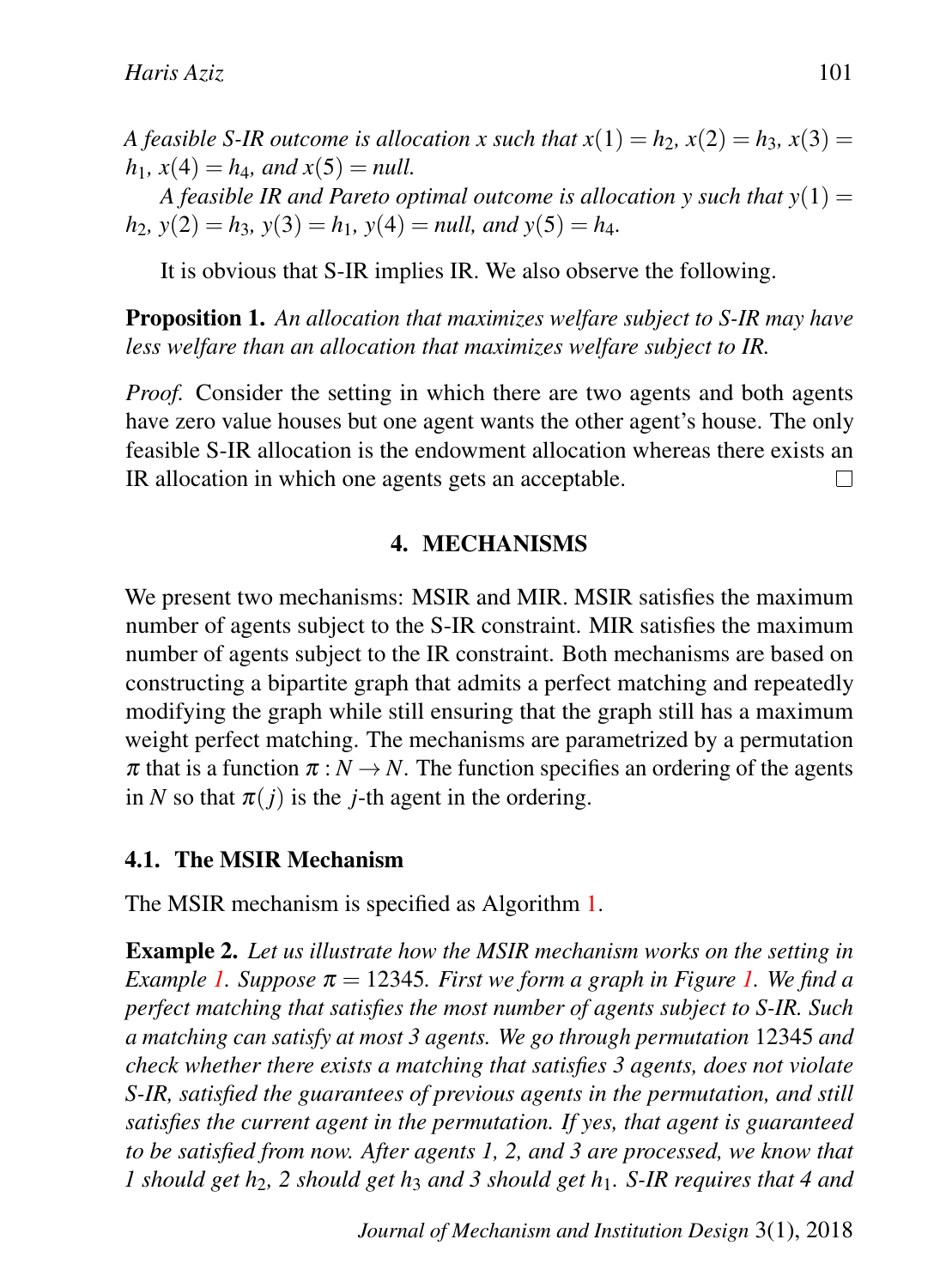*A feasible S-IR outcome is allocation $x$ such that $x(1) = h_2$, $x(2) = h_3$, $x(3) = h_1$, $x(4) = h_4$, and $x(5) = null$.*

*A feasible IR and Pareto optimal outcome is allocation $y$ such that $y(1) = h_2$, $y(2) = h_3$, $y(3) = h_1$, $y(4) = null$, and $y(5) = h_4$.*

It is obvious that S-IR implies IR. We also observe the following.

**Proposition 1.** *An allocation that maximizes welfare subject to S-IR may have less welfare than an allocation that maximizes welfare subject to IR.*

*Proof.* Consider the setting in which there are two agents and both agents have zero value houses but one agent wants the other agent's house. The only feasible S-IR allocation is the endowment allocation whereas there exists an IR allocation in which one agents gets an acceptable. □

## 4. MECHANISMS

We present two mechanisms: MSIR and MIR. MSIR satisfies the maximum number of agents subject to the S-IR constraint. MIR satisfies the maximum number of agents subject to the IR constraint. Both mechanisms are based on constructing a bipartite graph that admits a perfect matching and repeatedly modifying the graph while still ensuring that the graph still has a maximum weight perfect matching. The mechanisms are parametrized by a permutation $\pi$ that is a function $\pi : N \rightarrow N$. The function specifies an ordering of the agents in $N$ so that $\pi(j)$ is the $j$-th agent in the ordering.

### 4.1. The MSIR Mechanism

The MSIR mechanism is specified as Algorithm 1.

**Example 2.** *Let us illustrate how the MSIR mechanism works on the setting in Example 1. Suppose $\pi = 12345$. First we form a graph in Figure 1. We find a perfect matching that satisfies the most number of agents subject to S-IR. Such a matching can satisfy at most 3 agents. We go through permutation 12345 and check whether there exists a matching that satisfies 3 agents, does not violate S-IR, satisfied the guarantees of previous agents in the permutation, and still satisfies the current agent in the permutation. If yes, that agent is guaranteed to be satisfied from now. After agents 1, 2, and 3 are processed, we know that 1 should get $h_2$, 2 should get $h_3$ and 3 should get $h_1$. S-IR requires that 4 and*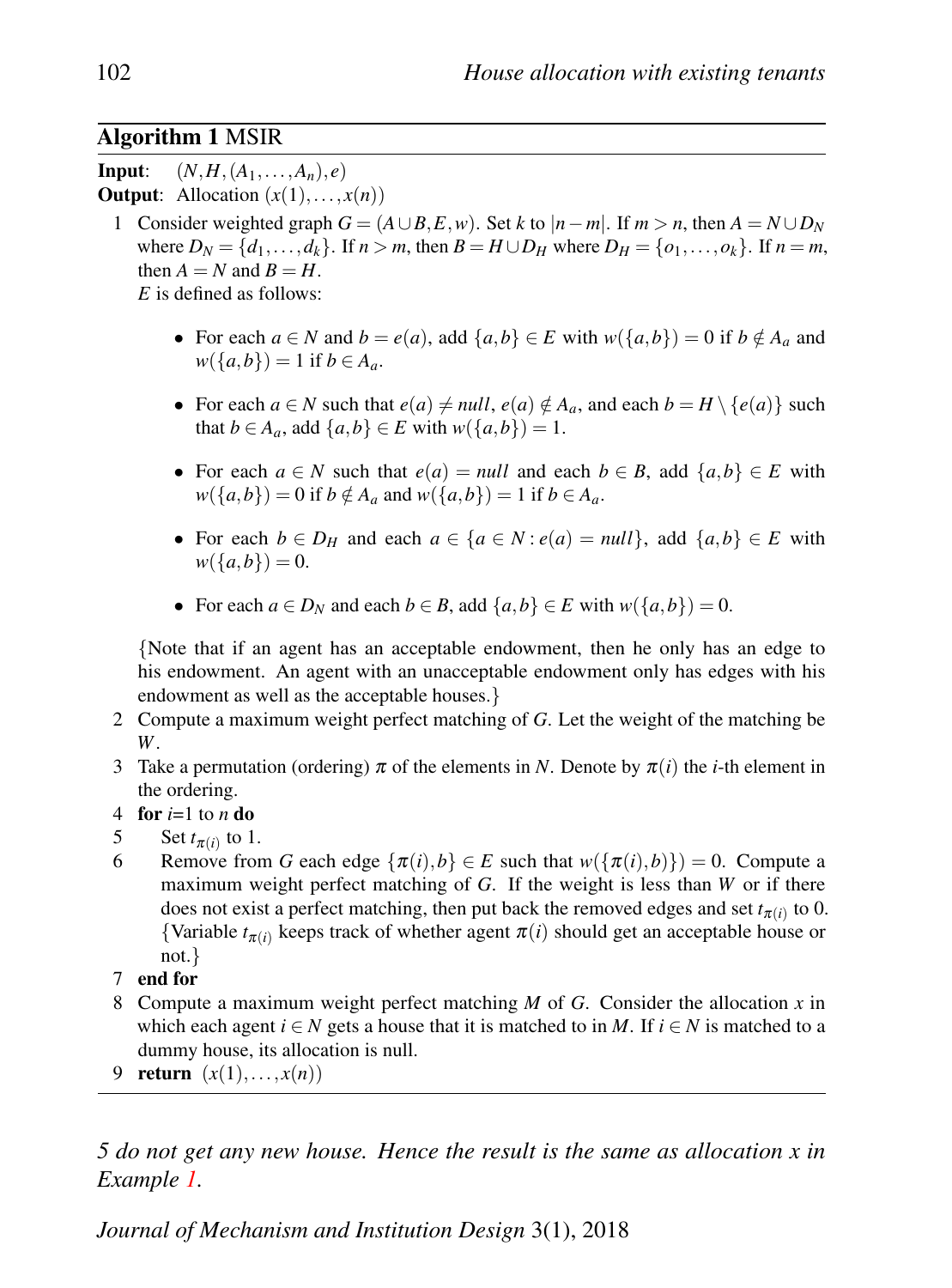**Algorithm 1** MSIR

**Input**: $(N, H, (A_1, \ldots, A_n), e)$
**Output**: Allocation $(x(1), \ldots, x(n))$

1 Consider weighted graph $G = (A \cup B, E, w)$. Set $k$ to $|n - m|$. If $m > n$, then $A = N \cup D_N$ where $D_N = \{d_1, \ldots, d_k\}$. If $n > m$, then $B = H \cup D_H$ where $D_H = \{o_1, \ldots, o_k\}$. If $n = m$, then $A = N$ and $B = H$.
$E$ is defined as follows:

- For each $a \in N$ and $b = e(a)$, add $\{a, b\} \in E$ with $w(\{a, b\}) = 0$ if $b \notin A_a$ and $w(\{a, b\}) = 1$ if $b \in A_a$.
- For each $a \in N$ such that $e(a) \neq null$, $e(a) \notin A_a$, and each $b = H \setminus \{e(a)\}$ such that $b \in A_a$, add $\{a, b\} \in E$ with $w(\{a, b\}) = 1$.
- For each $a \in N$ such that $e(a) = null$ and each $b \in B$, add $\{a, b\} \in E$ with $w(\{a, b\}) = 0$ if $b \notin A_a$ and $w(\{a, b\}) = 1$ if $b \in A_a$.
- For each $b \in D_H$ and each $a \in \{a \in N : e(a) = null\}$, add $\{a, b\} \in E$ with $w(\{a, b\}) = 0$.
- For each $a \in D_N$ and each $b \in B$, add $\{a, b\} \in E$ with $w(\{a, b\}) = 0$.

{Note that if an agent has an acceptable endowment, then he only has an edge to his endowment. An agent with an unacceptable endowment only has edges with his endowment as well as the acceptable houses.}

2 Compute a maximum weight perfect matching of $G$. Let the weight of the matching be $W$.

3 Take a permutation (ordering) $\pi$ of the elements in $N$. Denote by $\pi(i)$ the $i$-th element in the ordering.

4 **for** $i$=1 to $n$ **do**

5 &nbsp;&nbsp;&nbsp;&nbsp;Set $t_{\pi(i)}$ to 1.

6 &nbsp;&nbsp;&nbsp;&nbsp;Remove from $G$ each edge $\{\pi(i), b\} \in E$ such that $w(\{\pi(i), b\}) = 0$. Compute a maximum weight perfect matching of $G$. If the weight is less than $W$ or if there does not exist a perfect matching, then put back the removed edges and set $t_{\pi(i)}$ to 0. {Variable $t_{\pi(i)}$ keeps track of whether agent $\pi(i)$ should get an acceptable house or not.}

7 **end for**

8 Compute a maximum weight perfect matching $M$ of $G$. Consider the allocation $x$ in which each agent $i \in N$ gets a house that it is matched to in $M$. If $i \in N$ is matched to a dummy house, its allocation is null.

9 **return** $(x(1), \ldots, x(n))$

*5 do not get any new house. Hence the result is the same as allocation x in Example 1.*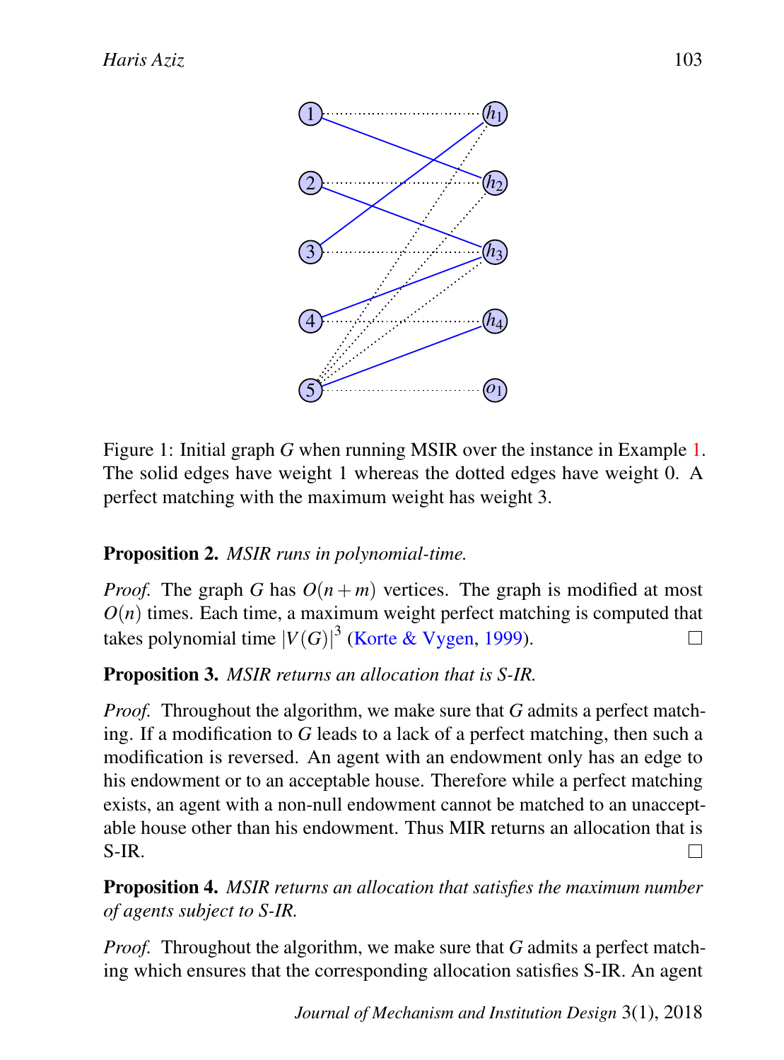Figure 1: Initial graph $G$ when running MSIR over the instance in Example 1. The solid edges have weight 1 whereas the dotted edges have weight 0. A perfect matching with the maximum weight has weight 3.

**Proposition 2.** *MSIR runs in polynomial-time.*

*Proof.* The graph $G$ has $O(n+m)$ vertices. The graph is modified at most $O(n)$ times. Each time, a maximum weight perfect matching is computed that takes polynomial time $|V(G)|^3$ (Korte & Vygen, 1999). □

**Proposition 3.** *MSIR returns an allocation that is S-IR.*

*Proof.* Throughout the algorithm, we make sure that $G$ admits a perfect matching. If a modification to $G$ leads to a lack of a perfect matching, then such a modification is reversed. An agent with an endowment only has an edge to his endowment or to an acceptable house. Therefore while a perfect matching exists, an agent with a non-null endowment cannot be matched to an unacceptable house other than his endowment. Thus MIR returns an allocation that is S-IR. □

**Proposition 4.** *MSIR returns an allocation that satisfies the maximum number of agents subject to S-IR.*

*Proof.* Throughout the algorithm, we make sure that $G$ admits a perfect matching which ensures that the corresponding allocation satisfies S-IR. An agent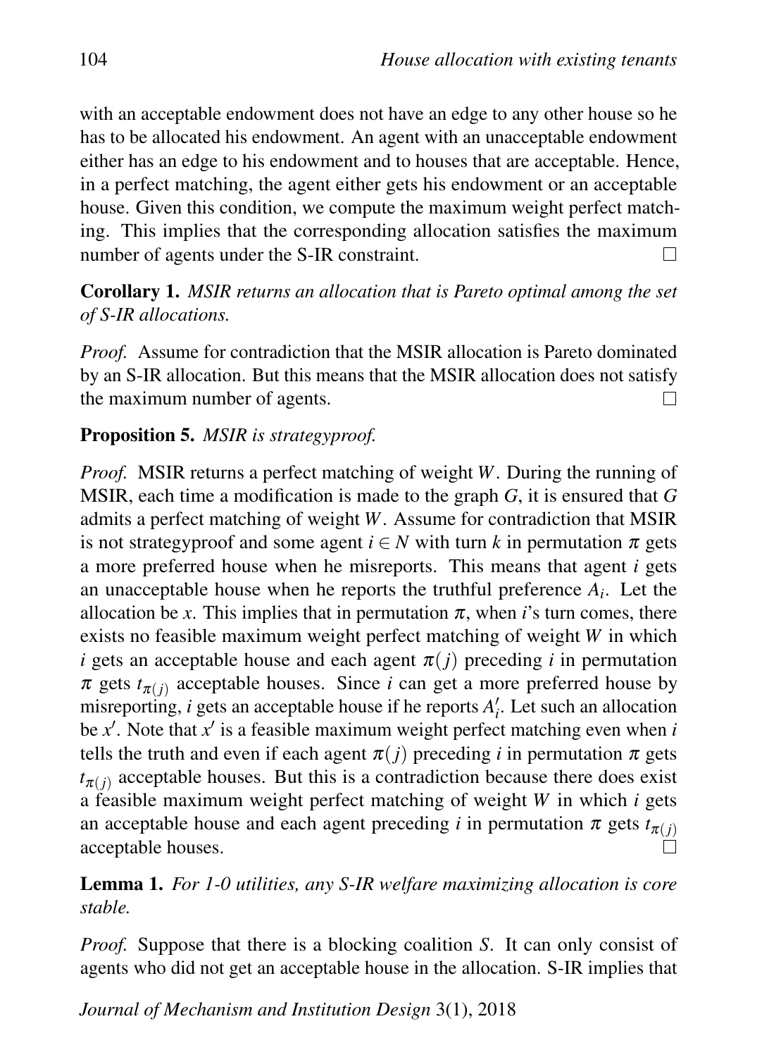with an acceptable endowment does not have an edge to any other house so he has to be allocated his endowment. An agent with an unacceptable endowment either has an edge to his endowment and to houses that are acceptable. Hence, in a perfect matching, the agent either gets his endowment or an acceptable house. Given this condition, we compute the maximum weight perfect matching. This implies that the corresponding allocation satisfies the maximum number of agents under the S-IR constraint. □

**Corollary 1.** *MSIR returns an allocation that is Pareto optimal among the set of S-IR allocations.*

*Proof.* Assume for contradiction that the MSIR allocation is Pareto dominated by an S-IR allocation. But this means that the MSIR allocation does not satisfy the maximum number of agents. □

**Proposition 5.** *MSIR is strategyproof.*

*Proof.* MSIR returns a perfect matching of weight $W$. During the running of MSIR, each time a modification is made to the graph $G$, it is ensured that $G$ admits a perfect matching of weight $W$. Assume for contradiction that MSIR is not strategyproof and some agent $i \in N$ with turn $k$ in permutation $\pi$ gets a more preferred house when he misreports. This means that agent $i$ gets an unacceptable house when he reports the truthful preference $A_i$. Let the allocation be $x$. This implies that in permutation $\pi$, when $i$'s turn comes, there exists no feasible maximum weight perfect matching of weight $W$ in which $i$ gets an acceptable house and each agent $\pi(j)$ preceding $i$ in permutation $\pi$ gets $t_{\pi(j)}$ acceptable houses. Since $i$ can get a more preferred house by misreporting, $i$ gets an acceptable house if he reports $A_i'$. Let such an allocation be $x'$. Note that $x'$ is a feasible maximum weight perfect matching even when $i$ tells the truth and even if each agent $\pi(j)$ preceding $i$ in permutation $\pi$ gets $t_{\pi(j)}$ acceptable houses. But this is a contradiction because there does exist a feasible maximum weight perfect matching of weight $W$ in which $i$ gets an acceptable house and each agent preceding $i$ in permutation $\pi$ gets $t_{\pi(j)}$ acceptable houses. □

**Lemma 1.** *For 1-0 utilities, any S-IR welfare maximizing allocation is core stable.*

*Proof.* Suppose that there is a blocking coalition $S$. It can only consist of agents who did not get an acceptable house in the allocation. S-IR implies that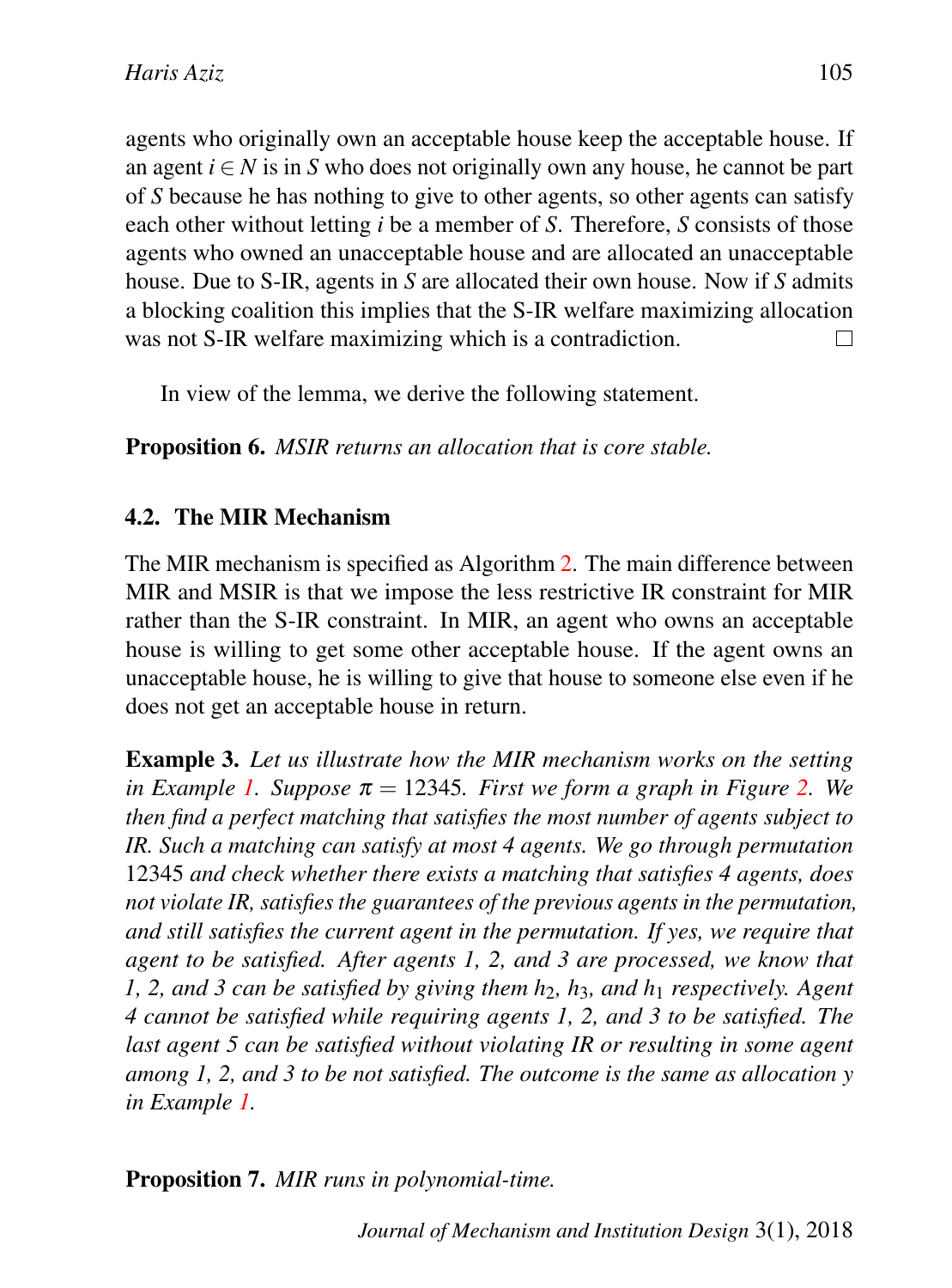agents who originally own an acceptable house keep the acceptable house. If an agent $i \in N$ is in $S$ who does not originally own any house, he cannot be part of $S$ because he has nothing to give to other agents, so other agents can satisfy each other without letting $i$ be a member of $S$. Therefore, $S$ consists of those agents who owned an unacceptable house and are allocated an unacceptable house. Due to S-IR, agents in $S$ are allocated their own house. Now if $S$ admits a blocking coalition this implies that the S-IR welfare maximizing allocation was not S-IR welfare maximizing which is a contradiction. □

In view of the lemma, we derive the following statement.

**Proposition 6.** *MSIR returns an allocation that is core stable.*

### 4.2. The MIR Mechanism

The MIR mechanism is specified as Algorithm 2. The main difference between MIR and MSIR is that we impose the less restrictive IR constraint for MIR rather than the S-IR constraint. In MIR, an agent who owns an acceptable house is willing to get some other acceptable house. If the agent owns an unacceptable house, he is willing to give that house to someone else even if he does not get an acceptable house in return.

**Example 3.** *Let us illustrate how the MIR mechanism works on the setting in Example 1. Suppose $\pi = 12345$. First we form a graph in Figure 2. We then find a perfect matching that satisfies the most number of agents subject to IR. Such a matching can satisfy at most 4 agents. We go through permutation 12345 and check whether there exists a matching that satisfies 4 agents, does not violate IR, satisfies the guarantees of the previous agents in the permutation, and still satisfies the current agent in the permutation. If yes, we require that agent to be satisfied. After agents 1, 2, and 3 are processed, we know that 1, 2, and 3 can be satisfied by giving them $h_2$, $h_3$, and $h_1$ respectively. Agent 4 cannot be satisfied while requiring agents 1, 2, and 3 to be satisfied. The last agent 5 can be satisfied without violating IR or resulting in some agent among 1, 2, and 3 to be not satisfied. The outcome is the same as allocation $y$ in Example 1.*

**Proposition 7.** *MIR runs in polynomial-time.*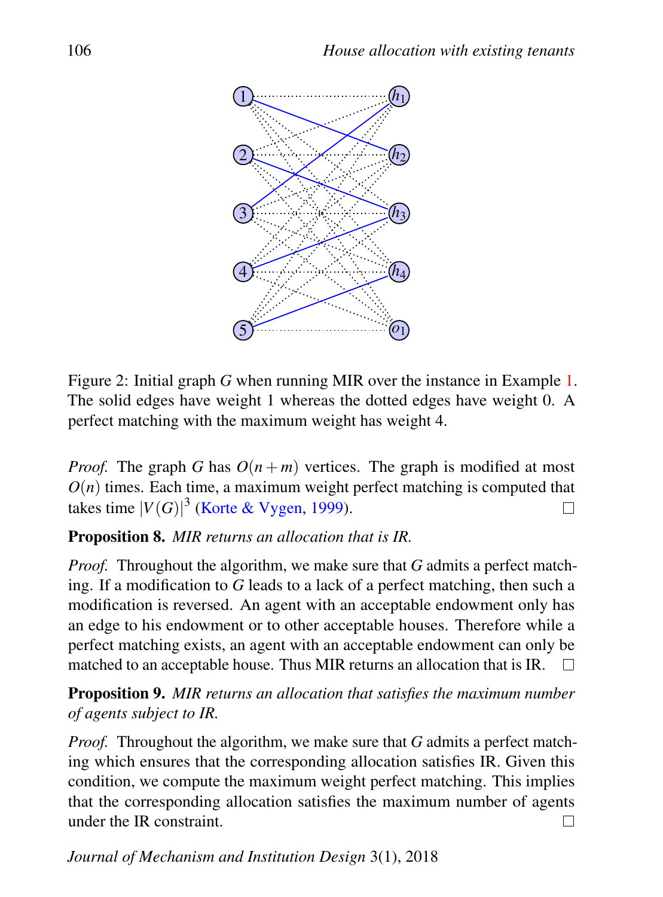Figure 2: Initial graph $G$ when running MIR over the instance in Example 1. The solid edges have weight 1 whereas the dotted edges have weight 0. A perfect matching with the maximum weight has weight 4.

*Proof.* The graph $G$ has $O(n+m)$ vertices. The graph is modified at most $O(n)$ times. Each time, a maximum weight perfect matching is computed that takes time $|V(G)|^3$ (Korte & Vygen, 1999). □

**Proposition 8.** *MIR returns an allocation that is IR.*

*Proof.* Throughout the algorithm, we make sure that $G$ admits a perfect matching. If a modification to $G$ leads to a lack of a perfect matching, then such a modification is reversed. An agent with an acceptable endowment only has an edge to his endowment or to other acceptable houses. Therefore while a perfect matching exists, an agent with an acceptable endowment can only be matched to an acceptable house. Thus MIR returns an allocation that is IR. □

**Proposition 9.** *MIR returns an allocation that satisfies the maximum number of agents subject to IR.*

*Proof.* Throughout the algorithm, we make sure that $G$ admits a perfect matching which ensures that the corresponding allocation satisfies IR. Given this condition, we compute the maximum weight perfect matching. This implies that the corresponding allocation satisfies the maximum number of agents under the IR constraint. □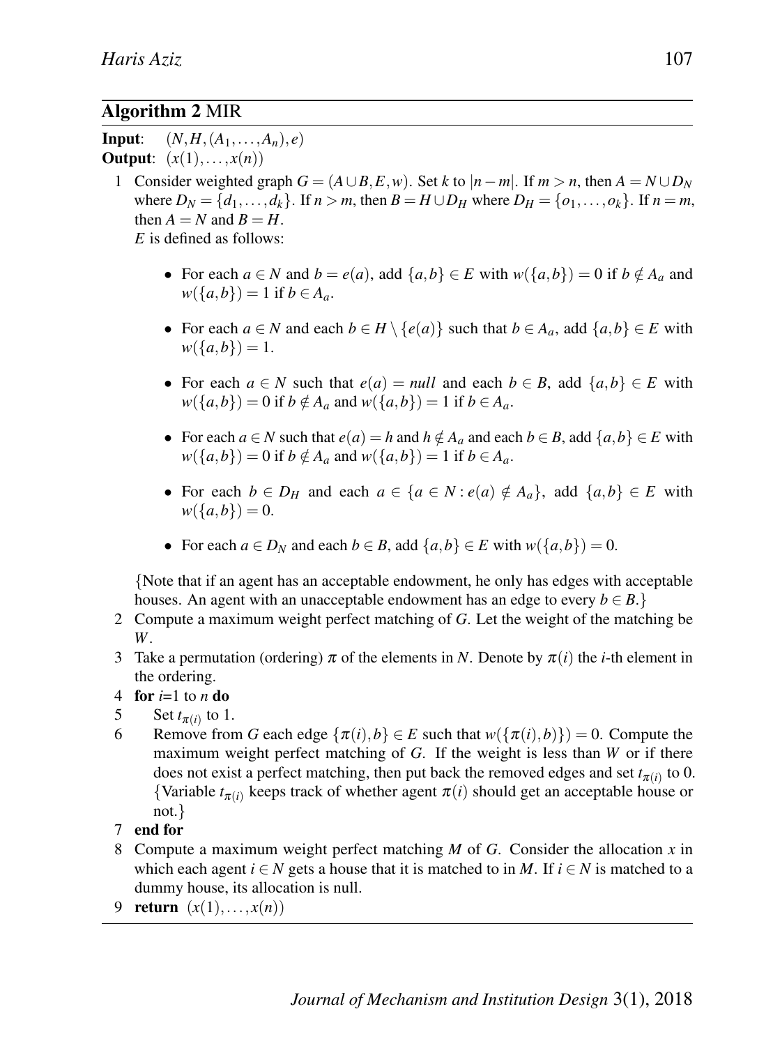**Algorithm 2** MIR

**Input**: $(N, H, (A_1, \dots, A_n), e)$
**Output**: $(x(1), \dots, x(n))$

1. Consider weighted graph $G = (A \cup B, E, w)$. Set $k$ to $|n - m|$. If $m > n$, then $A = N \cup D_N$ where $D_N = \{d_1, \dots, d_k\}$. If $n > m$, then $B = H \cup D_H$ where $D_H = \{o_1, \dots, o_k\}$. If $n = m$, then $A = N$ and $B = H$.
   $E$ is defined as follows:

   - For each $a \in N$ and $b = e(a)$, add $\{a, b\} \in E$ with $w(\{a, b\}) = 0$ if $b \notin A_a$ and $w(\{a, b\}) = 1$ if $b \in A_a$.
   - For each $a \in N$ and each $b \in H \setminus \{e(a)\}$ such that $b \in A_a$, add $\{a, b\} \in E$ with $w(\{a, b\}) = 1$.
   - For each $a \in N$ such that $e(a) = null$ and each $b \in B$, add $\{a, b\} \in E$ with $w(\{a, b\}) = 0$ if $b \notin A_a$ and $w(\{a, b\}) = 1$ if $b \in A_a$.
   - For each $a \in N$ such that $e(a) = h$ and $h \notin A_a$ and each $b \in B$, add $\{a, b\} \in E$ with $w(\{a, b\}) = 0$ if $b \notin A_a$ and $w(\{a, b\}) = 1$ if $b \in A_a$.
   - For each $b \in D_H$ and each $a \in \{a \in N : e(a) \notin A_a\}$, add $\{a, b\} \in E$ with $w(\{a, b\}) = 0$.
   - For each $a \in D_N$ and each $b \in B$, add $\{a, b\} \in E$ with $w(\{a, b\}) = 0$.

   {Note that if an agent has an acceptable endowment, he only has edges with acceptable houses. An agent with an unacceptable endowment has an edge to every $b \in B$.}
2. Compute a maximum weight perfect matching of $G$. Let the weight of the matching be $W$.
3. Take a permutation (ordering) $\pi$ of the elements in $N$. Denote by $\pi(i)$ the $i$-th element in the ordering.
4. **for** $i$=1 to $n$ **do**
5. &nbsp;&nbsp;&nbsp;&nbsp;Set $t_{\pi(i)}$ to 1.
6. &nbsp;&nbsp;&nbsp;&nbsp;Remove from $G$ each edge $\{\pi(i), b\} \in E$ such that $w(\{\pi(i), b)\}) = 0$. Compute the maximum weight perfect matching of $G$. If the weight is less than $W$ or if there does not exist a perfect matching, then put back the removed edges and set $t_{\pi(i)}$ to 0. {Variable $t_{\pi(i)}$ keeps track of whether agent $\pi(i)$ should get an acceptable house or not.}
7. **end for**
8. Compute a maximum weight perfect matching $M$ of $G$. Consider the allocation $x$ in which each agent $i \in N$ gets a house that it is matched to in $M$. If $i \in N$ is matched to a dummy house, its allocation is null.
9. **return** $(x(1), \dots, x(n))$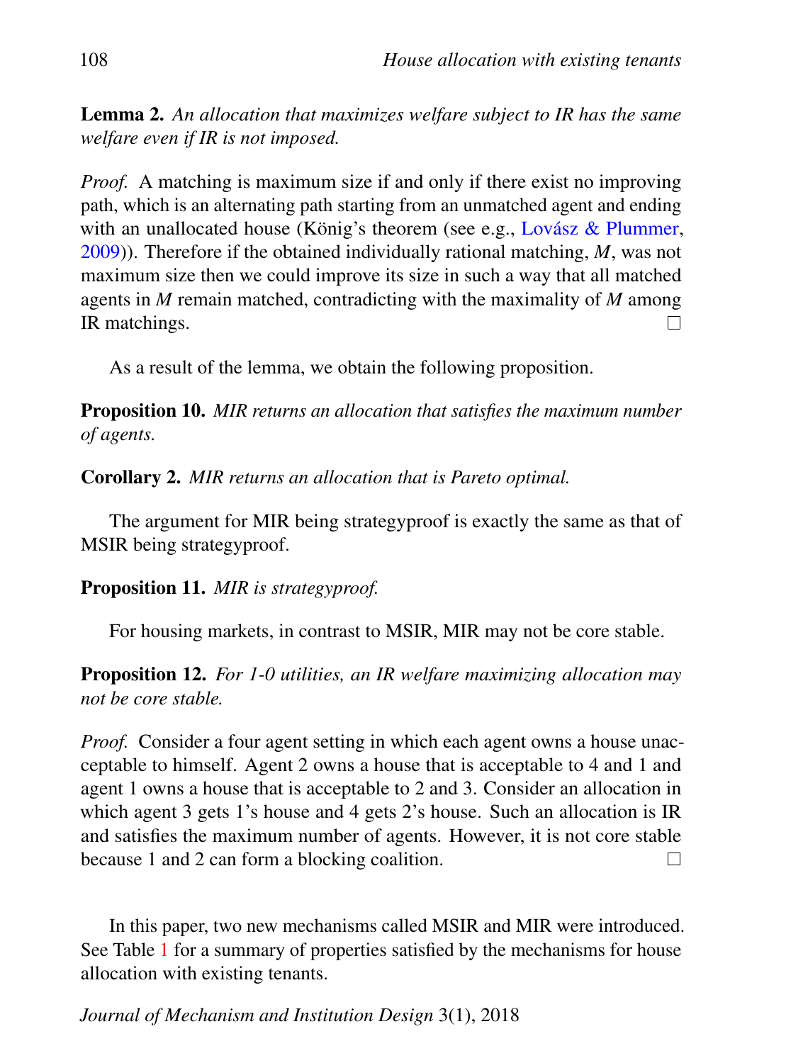**Lemma 2.** *An allocation that maximizes welfare subject to IR has the same welfare even if IR is not imposed.*

*Proof.* A matching is maximum size if and only if there exist no improving path, which is an alternating path starting from an unmatched agent and ending with an unallocated house (König's theorem (see e.g., Lovász & Plummer, 2009)). Therefore if the obtained individually rational matching, $M$, was not maximum size then we could improve its size in such a way that all matched agents in $M$ remain matched, contradicting with the maximality of $M$ among IR matchings. □

As a result of the lemma, we obtain the following proposition.

**Proposition 10.** *MIR returns an allocation that satisfies the maximum number of agents.*

**Corollary 2.** *MIR returns an allocation that is Pareto optimal.*

The argument for MIR being strategyproof is exactly the same as that of MSIR being strategyproof.

**Proposition 11.** *MIR is strategyproof.*

For housing markets, in contrast to MSIR, MIR may not be core stable.

**Proposition 12.** *For 1-0 utilities, an IR welfare maximizing allocation may not be core stable.*

*Proof.* Consider a four agent setting in which each agent owns a house unacceptable to himself. Agent 2 owns a house that is acceptable to 4 and 1 and agent 1 owns a house that is acceptable to 2 and 3. Consider an allocation in which agent 3 gets 1's house and 4 gets 2's house. Such an allocation is IR and satisfies the maximum number of agents. However, it is not core stable because 1 and 2 can form a blocking coalition. □

In this paper, two new mechanisms called MSIR and MIR were introduced. See Table 1 for a summary of properties satisfied by the mechanisms for house allocation with existing tenants.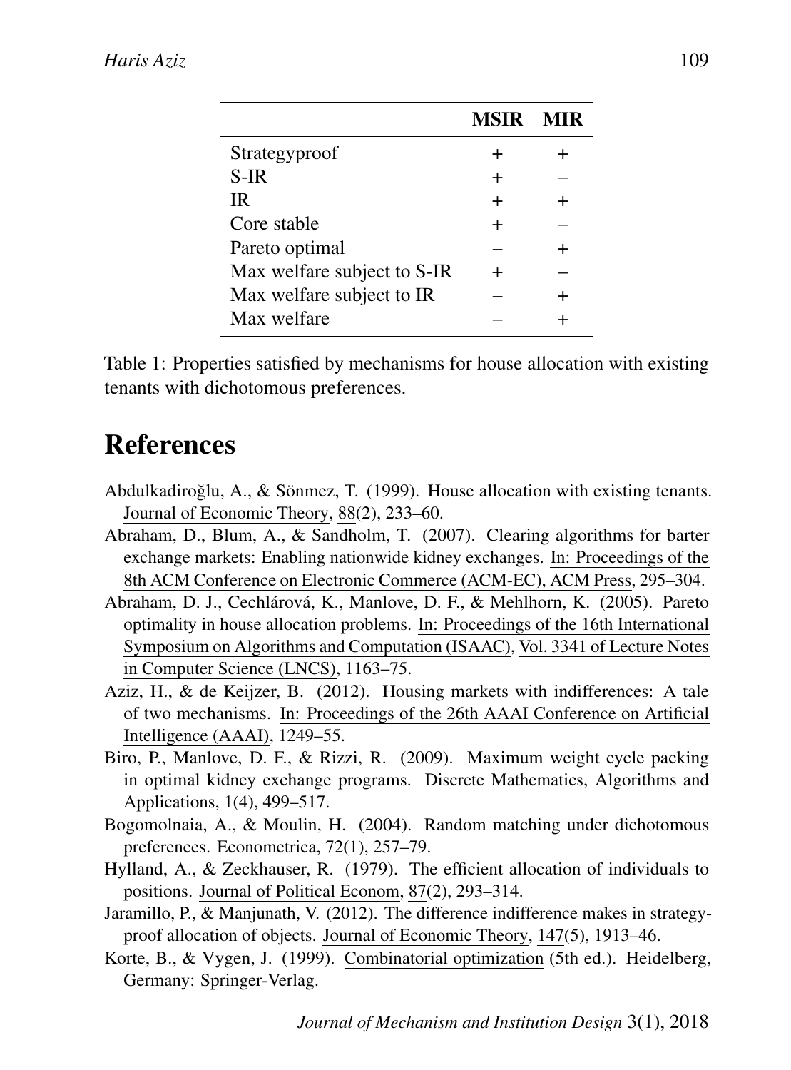| | MSIR | MIR |
|---|---|---|
| Strategyproof | + | + |
| S-IR | + | – |
| IR | + | + |
| Core stable | + | – |
| Pareto optimal | – | + |
| Max welfare subject to S-IR | + | – |
| Max welfare subject to IR | – | + |
| Max welfare | – | + |

Table 1: Properties satisfied by mechanisms for house allocation with existing tenants with dichotomous preferences.

# References

Abdulkadiroğlu, A., & Sönmez, T. (1999). House allocation with existing tenants. Journal of Economic Theory, 88(2), 233–60.

Abraham, D., Blum, A., & Sandholm, T. (2007). Clearing algorithms for barter exchange markets: Enabling nationwide kidney exchanges. In: Proceedings of the 8th ACM Conference on Electronic Commerce (ACM-EC), ACM Press, 295–304.

Abraham, D. J., Cechlárová, K., Manlove, D. F., & Mehlhorn, K. (2005). Pareto optimality in house allocation problems. In: Proceedings of the 16th International Symposium on Algorithms and Computation (ISAAC), Vol. 3341 of Lecture Notes in Computer Science (LNCS), 1163–75.

Aziz, H., & de Keijzer, B. (2012). Housing markets with indifferences: A tale of two mechanisms. In: Proceedings of the 26th AAAI Conference on Artificial Intelligence (AAAI), 1249–55.

Biro, P., Manlove, D. F., & Rizzi, R. (2009). Maximum weight cycle packing in optimal kidney exchange programs. Discrete Mathematics, Algorithms and Applications, 1(4), 499–517.

Bogomolnaia, A., & Moulin, H. (2004). Random matching under dichotomous preferences. Econometrica, 72(1), 257–79.

Hylland, A., & Zeckhauser, R. (1979). The efficient allocation of individuals to positions. Journal of Political Econom, 87(2), 293–314.

Jaramillo, P., & Manjunath, V. (2012). The difference indifference makes in strategy-proof allocation of objects. Journal of Economic Theory, 147(5), 1913–46.

Korte, B., & Vygen, J. (1999). Combinatorial optimization (5th ed.). Heidelberg, Germany: Springer-Verlag.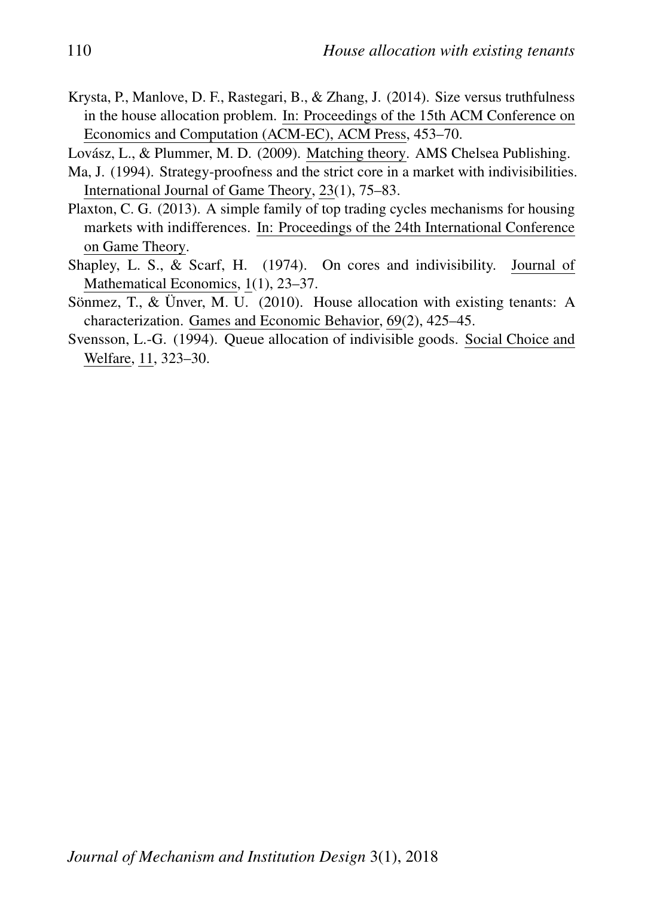Krysta, P., Manlove, D. F., Rastegari, B., & Zhang, J. (2014). Size versus truthfulness in the house allocation problem. In: Proceedings of the 15th ACM Conference on Economics and Computation (ACM-EC), ACM Press, 453–70.

Lovász, L., & Plummer, M. D. (2009). Matching theory. AMS Chelsea Publishing.

Ma, J. (1994). Strategy-proofness and the strict core in a market with indivisibilities. International Journal of Game Theory, 23(1), 75–83.

Plaxton, C. G. (2013). A simple family of top trading cycles mechanisms for housing markets with indifferences. In: Proceedings of the 24th International Conference on Game Theory.

Shapley, L. S., & Scarf, H. (1974). On cores and indivisibility. Journal of Mathematical Economics, 1(1), 23–37.

Sönmez, T., & Ünver, M. U. (2010). House allocation with existing tenants: A characterization. Games and Economic Behavior, 69(2), 425–45.

Svensson, L.-G. (1994). Queue allocation of indivisible goods. Social Choice and Welfare, 11, 323–30.